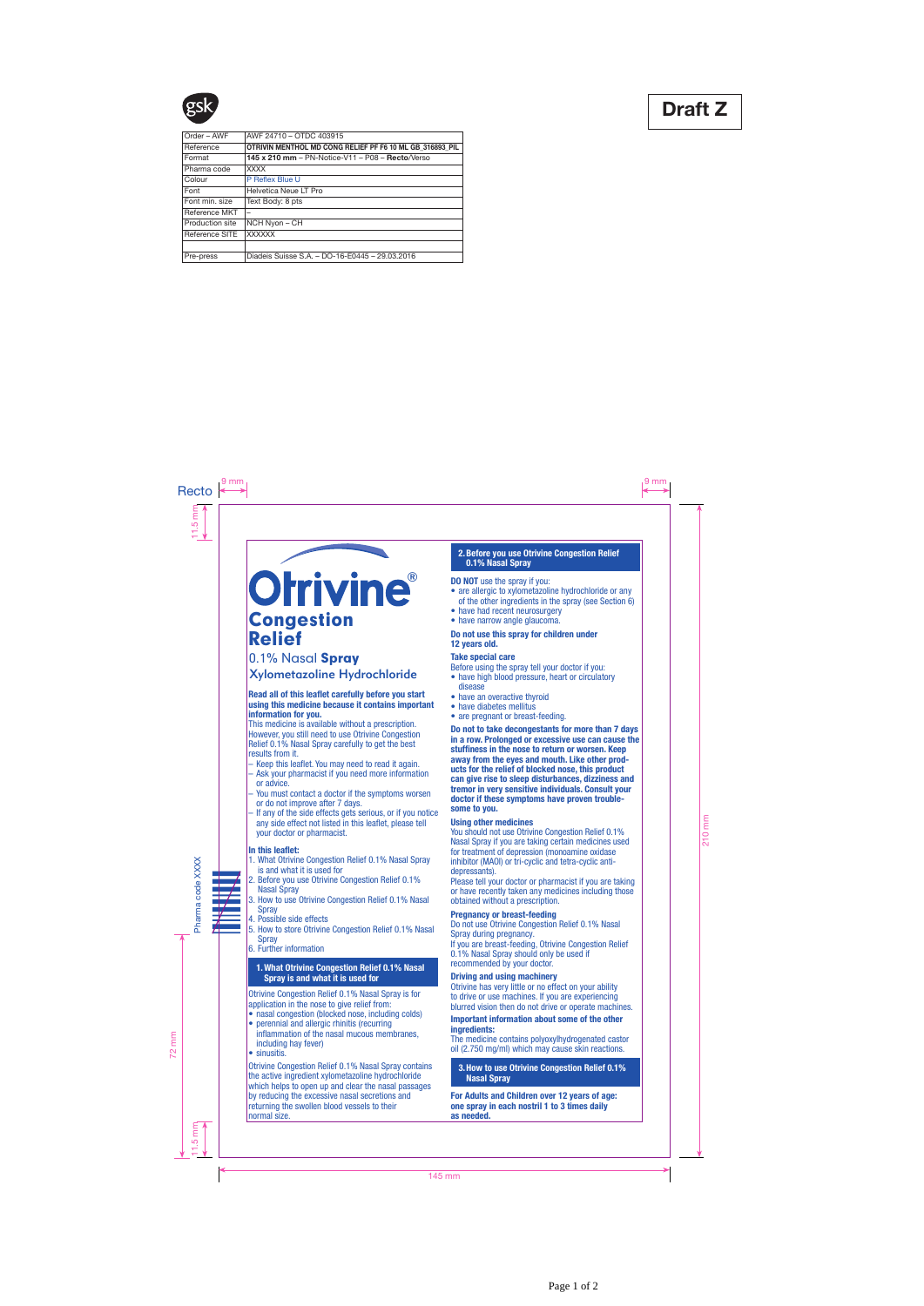Draft Z

| Order – AWF | AWF 24710 – OTDC 403915 |
|---|---|
| Reference | **OTRIVIN MENTHOL MD CONG RELIEF PF F6 10 ML GB_316893_PIL** |
| Format | **145 x 210 mm** – PN-Notice-V11 – P08 – **Recto**/Verso |
| Pharma code | XXXX |
| Colour | P Reflex Blue U |
| Font | Helvetica Neue LT Pro |
| Font min. size | Text Body: 8 pts |
| Reference MKT | – |
| Production site | NCH Nyon – CH |
| Reference SITE | XXXXXX |
| | |
| Pre-press | Diadeis Suisse S.A. – DO-16-E0445 – 29.03.2016 |

Recto

# Otrivine®
## Congestion Relief

0.1% Nasal **Spray**

Xylometazoline Hydrochloride

**Read all of this leaflet carefully before you start using this medicine because it contains important information for you.**
This medicine is available without a prescription. However, you still need to use Otrivine Congestion Relief 0.1% Nasal Spray carefully to get the best results from it.

- Keep this leaflet. You may need to read it again.
- Ask your pharmacist if you need more information or advice.
- You must contact a doctor if the symptoms worsen or do not improve after 7 days.
- If any of the side effects gets serious, or if you notice any side effect not listed in this leaflet, please tell your doctor or pharmacist.

**In this leaflet:**
1. What Otrivine Congestion Relief 0.1% Nasal Spray is and what it is used for
2. Before you use Otrivine Congestion Relief 0.1% Nasal Spray
3. How to use Otrivine Congestion Relief 0.1% Nasal Spray
4. Possible side effects
5. How to store Otrivine Congestion Relief 0.1% Nasal Spray
6. Further information

Pharma code XXXX

## 1. What Otrivine Congestion Relief 0.1% Nasal Spray is and what it is used for

Otrivine Congestion Relief 0.1% Nasal Spray is for application in the nose to give relief from:
- nasal congestion (blocked nose, including colds)
- perennial and allergic rhinitis (recurring inflammation of the nasal mucous membranes, including hay fever)
- sinusitis.

Otrivine Congestion Relief 0.1% Nasal Spray contains the active ingredient xylometazoline hydrochloride which helps to open up and clear the nasal passages by reducing the excessive nasal secretions and returning the swollen blood vessels to their normal size.

## 2. Before you use Otrivine Congestion Relief 0.1% Nasal Spray

**DO NOT** use the spray if you:
- are allergic to xylometazoline hydrochloride or any of the other ingredients in the spray (see Section 6)
- have had recent neurosurgery
- have narrow angle glaucoma.

**Do not use this spray for children under 12 years old.**

**Take special care**
Before using the spray tell your doctor if you:
- have high blood pressure, heart or circulatory disease
- have an overactive thyroid
- have diabetes mellitus
- are pregnant or breast-feeding.

**Do not to take decongestants for more than 7 days in a row. Prolonged or excessive use can cause the stuffiness in the nose to return or worsen. Keep away from the eyes and mouth. Like other products for the relief of blocked nose, this product can give rise to sleep disturbances, dizziness and tremor in very sensitive individuals. Consult your doctor if these symptoms have proven troublesome to you.**

**Using other medicines**
You should not use Otrivine Congestion Relief 0.1% Nasal Spray if you are taking certain medicines used for treatment of depression (monoamine oxidase inhibitor (MAOI) or tri-cyclic and tetra-cyclic anti-depressants).
Please tell your doctor or pharmacist if you are taking or have recently taken any medicines including those obtained without a prescription.

**Pregnancy or breast-feeding**
Do not use Otrivine Congestion Relief 0.1% Nasal Spray during pregnancy.
If you are breast-feeding, Otrivine Congestion Relief 0.1% Nasal Spray should only be used if recommended by your doctor.

**Driving and using machinery**
Otrivine has very little or no effect on your ability to drive or use machines. If you are experiencing blurred vision then do not drive or operate machines.

**Important information about some of the other ingredients:**
The medicine contains polyoxylhydrogenated castor oil (2.750 mg/ml) which may cause skin reactions.

## 3. How to use Otrivine Congestion Relief 0.1% Nasal Spray

**For Adults and Children over 12 years of age: one spray in each nostril 1 to 3 times daily as needed.**

9 mm · 11.5 mm · 72 mm · 11.5 mm · 145 mm · 210 mm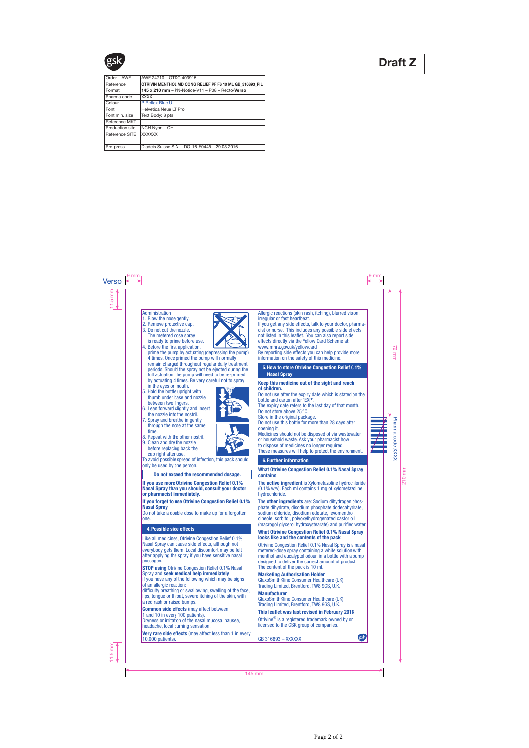**Draft Z**

| | |
|---|---|
| Order – AWF | AWF 24710 – OTDC 403915 |
| Reference | **OTRIVIN MENTHOL MD CONG RELIEF PF F6 10 ML GB_316893_PIL** |
| Format | **145 x 210 mm** – PN-Notice-V11 – P08 – Recto/**Verso** |
| Pharma code | XXXX |
| Colour | P Reflex Blue U |
| Font | Helvetica Neue LT Pro |
| Font min. size | Text Body: 8 pts |
| Reference MKT | – |
| Production site | NCH Nyon – CH |
| Reference SITE | XXXXXX |
| | |
| Pre-press | Diadeis Suisse S.A. – DO-16-E0445 – 29.03.2016 |

Verso

Administration

1. Blow the nose gently.
2. Remove protective cap.
3. Do not cut the nozzle. The metered dose spray is ready to prime before use.
4. Before the first application, prime the pump by actuating (depressing the pump) 4 times. Once primed the pump will normally remain charged throughout regular daily treatment periods. Should the spray not be ejected during the full actuation, the pump will need to be re-primed by actuating 4 times. Be very careful not to spray in the eyes or mouth.
5. Hold the bottle upright with thumb under base and nozzle between two fingers.
6. Lean forward slightly and insert the nozzle into the nostril.
7. Spray and breathe in gently through the nose at the same time.
8. Repeat with the other nostril.
9. Clean and dry the nozzle before replacing back the cap right after use.

To avoid possible spread of infection, this pack should only be used by one person.

**Do not exceed the recommended dosage.**

**If you use more Otrivine Congestion Relief 0.1% Nasal Spray than you should, consult your doctor or pharmacist immediately.**

**If you forget to use Otrivine Congestion Relief 0.1% Nasal Spray**

Do not take a double dose to make up for a forgotten one.

## 4. Possible side effects

Like all medicines, Otrivine Congestion Relief 0.1% Nasal Spray can cause side effects, although not everybody gets them. Local discomfort may be felt after applying the spray if you have sensitive nasal passages.

**STOP using** Otrivine Congestion Relief 0.1% Nasal Spray and **seek medical help immediately** if you have any of the following which may be signs of an allergic reaction:

difficulty breathing or swallowing, swelling of the face, lips, tongue or throat, severe itching of the skin, with a red rash or raised bumps.

**Common side effects** (may affect between 1 and 10 in every 100 patients).

Dryness or irritation of the nasal mucosa, nausea, headache, local burning sensation.

**Very rare side effects** (may affect less than 1 in every 10,000 patients).

Allergic reactions (skin rash, itching), blurred vision, irregular or fast heartbeat.

If you get any side effects, talk to your doctor, pharmacist or nurse. This includes any possible side effects not listed in this leaflet. You can also report side effects directly via the Yellow Card Scheme at: www.mhra.gov.uk/yellowcard

By reporting side effects you can help provide more information on the safety of this medicine.

## 5. How to store Otrivine Congestion Relief 0.1% Nasal Spray

**Keep this medicine out of the sight and reach of children.**

Do not use after the expiry date which is stated on the bottle and carton after 'EXP'.

The expiry date refers to the last day of that month.

Do not store above 25 °C.

Store in the original package.

Do not use this bottle for more than 28 days after opening it.

Medicines should not be disposed of via wastewater or household waste. Ask your pharmacist how to dispose of medicines no longer required.

These measures will help to protect the environment.

## 6. Further information

**What Otrivine Congestion Relief 0.1% Nasal Spray contains**

The **active ingredient** is Xylometazoline hydrochloride (0.1% w/v). Each ml contains 1 mg of xylometazoline hydrochloride.

The **other ingredients** are: Sodium dihydrogen phosphate dihydrate, disodium phosphate dodecahydrate, sodium chloride, disodium edetate, levomenthol, cineole, sorbitol, polyoxylhydrogenated castor oil (macrogol glycerol hydroxystearate) and purified water.

**What Otrivine Congestion Relief 0.1% Nasal Spray looks like and the contents of the pack**

Otrivine Congestion Relief 0.1% Nasal Spray is a nasal metered-dose spray containing a white solution with menthol and eucalyptol odour, in a bottle with a pump designed to deliver the correct amount of product. The content of the pack is 10 ml.

**Marketing Authorisation Holder**

GlaxoSmithKline Consumer Healthcare (UK) Trading Limited, Brentford, TW8 9GS, U.K.

**Manufacturer**

GlaxoSmithKline Consumer Healthcare (UK) Trading Limited, Brentford, TW8 9GS, U.K.

**This leaflet was last revised in February 2016**

Otrivine® is a registered trademark owned by or licensed to the GSK group of companies.

GB 316893 – XXXXXX

Pharma code XXXX